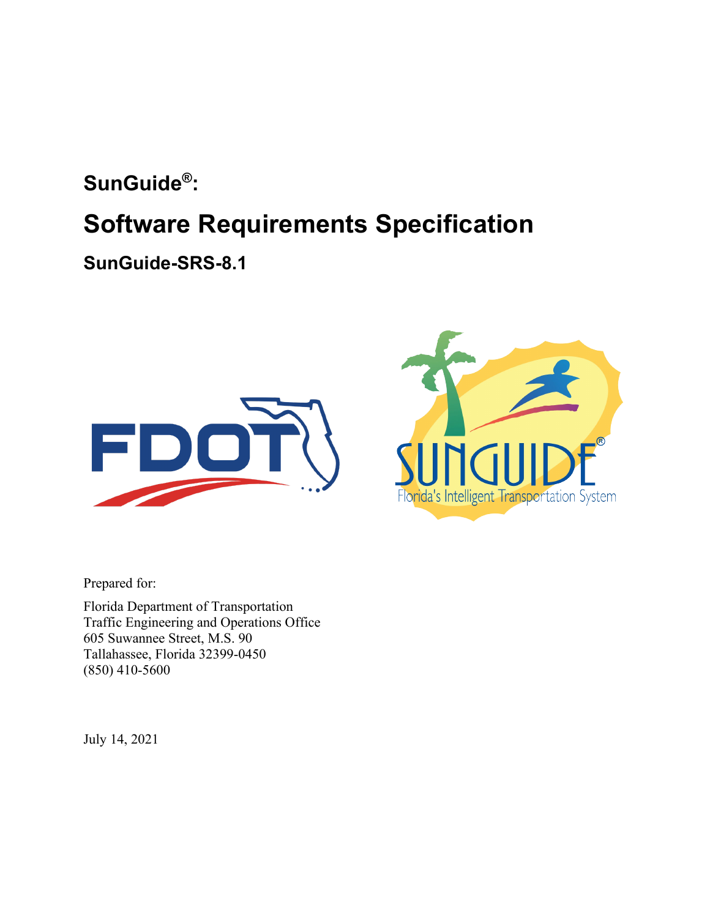# SunGuide®:

# Software Requirements Specification

## SunGuide-SRS-8.1

Prepared for:

Florida Department of Transportation
Traffic Engineering and Operations Office
605 Suwannee Street, M.S. 90
Tallahassee, Florida 32399-0450
(850) 410-5600

July 14, 2021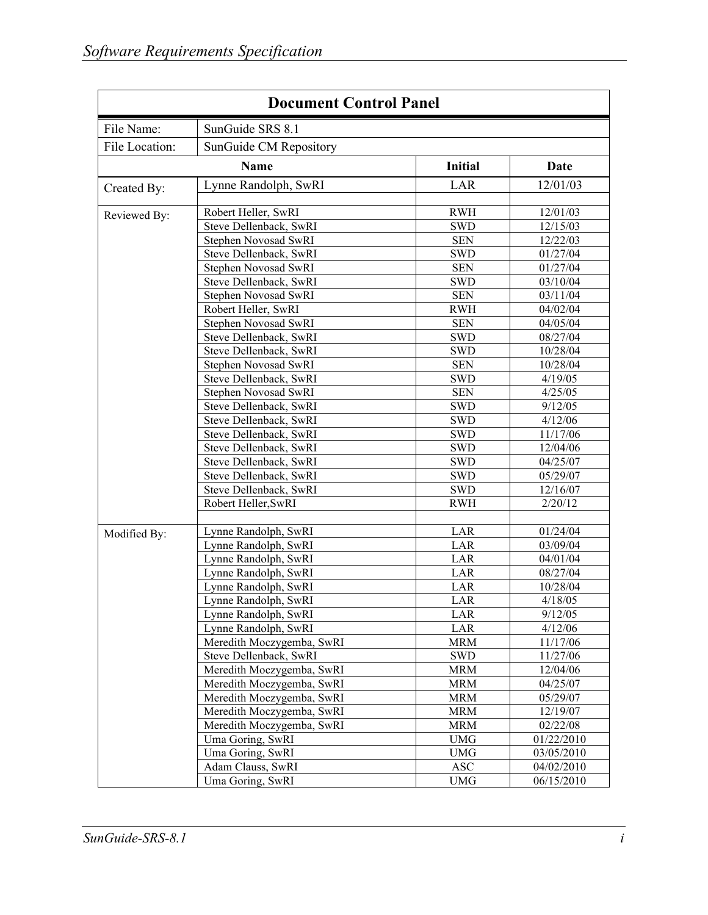## Document Control Panel

| | | | |
|---|---|---|---|
| File Name: | SunGuide SRS 8.1 | | |
| File Location: | SunGuide CM Repository | | |
| | **Name** | **Initial** | **Date** |
| Created By: | Lynne Randolph, SwRI | LAR | 12/01/03 |
| | | | |
| Reviewed By: | Robert Heller, SwRI | RWH | 12/01/03 |
| | Steve Dellenback, SwRI | SWD | 12/15/03 |
| | Stephen Novosad SwRI | SEN | 12/22/03 |
| | Steve Dellenback, SwRI | SWD | 01/27/04 |
| | Stephen Novosad SwRI | SEN | 01/27/04 |
| | Steve Dellenback, SwRI | SWD | 03/10/04 |
| | Stephen Novosad SwRI | SEN | 03/11/04 |
| | Robert Heller, SwRI | RWH | 04/02/04 |
| | Stephen Novosad SwRI | SEN | 04/05/04 |
| | Steve Dellenback, SwRI | SWD | 08/27/04 |
| | Steve Dellenback, SwRI | SWD | 10/28/04 |
| | Stephen Novosad SwRI | SEN | 10/28/04 |
| | Steve Dellenback, SwRI | SWD | 4/19/05 |
| | Stephen Novosad SwRI | SEN | 4/25/05 |
| | Steve Dellenback, SwRI | SWD | 9/12/05 |
| | Steve Dellenback, SwRI | SWD | 4/12/06 |
| | Steve Dellenback, SwRI | SWD | 11/17/06 |
| | Steve Dellenback, SwRI | SWD | 12/04/06 |
| | Steve Dellenback, SwRI | SWD | 04/25/07 |
| | Steve Dellenback, SwRI | SWD | 05/29/07 |
| | Steve Dellenback, SwRI | SWD | 12/16/07 |
| | Robert Heller,SwRI | RWH | 2/20/12 |
| | | | |
| Modified By: | Lynne Randolph, SwRI | LAR | 01/24/04 |
| | Lynne Randolph, SwRI | LAR | 03/09/04 |
| | Lynne Randolph, SwRI | LAR | 04/01/04 |
| | Lynne Randolph, SwRI | LAR | 08/27/04 |
| | Lynne Randolph, SwRI | LAR | 10/28/04 |
| | Lynne Randolph, SwRI | LAR | 4/18/05 |
| | Lynne Randolph, SwRI | LAR | 9/12/05 |
| | Lynne Randolph, SwRI | LAR | 4/12/06 |
| | Meredith Moczygemba, SwRI | MRM | 11/17/06 |
| | Steve Dellenback, SwRI | SWD | 11/27/06 |
| | Meredith Moczygemba, SwRI | MRM | 12/04/06 |
| | Meredith Moczygemba, SwRI | MRM | 04/25/07 |
| | Meredith Moczygemba, SwRI | MRM | 05/29/07 |
| | Meredith Moczygemba, SwRI | MRM | 12/19/07 |
| | Meredith Moczygemba, SwRI | MRM | 02/22/08 |
| | Uma Goring, SwRI | UMG | 01/22/2010 |
| | Uma Goring, SwRI | UMG | 03/05/2010 |
| | Adam Clauss, SwRI | ASC | 04/02/2010 |
| | Uma Goring, SwRI | UMG | 06/15/2010 |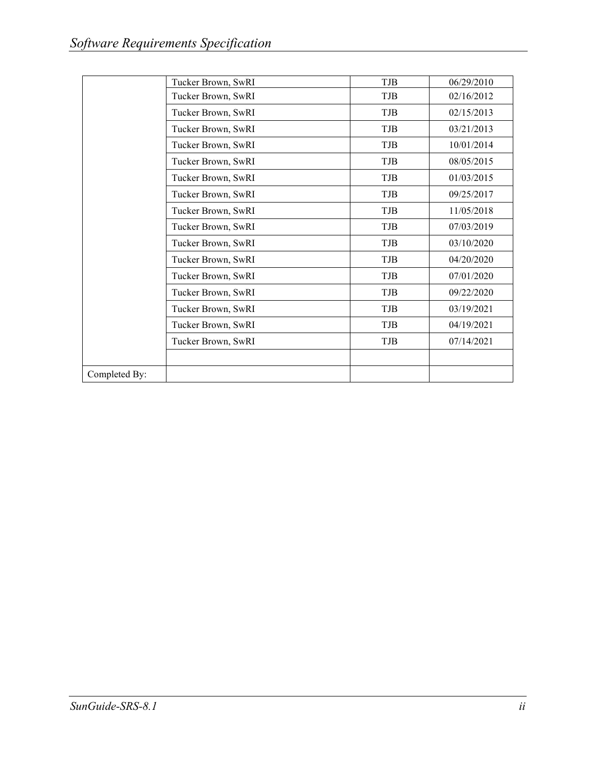| | | | |
|---|---|---|---|
| | Tucker Brown, SwRI | TJB | 06/29/2010 |
| | Tucker Brown, SwRI | TJB | 02/16/2012 |
| | Tucker Brown, SwRI | TJB | 02/15/2013 |
| | Tucker Brown, SwRI | TJB | 03/21/2013 |
| | Tucker Brown, SwRI | TJB | 10/01/2014 |
| | Tucker Brown, SwRI | TJB | 08/05/2015 |
| | Tucker Brown, SwRI | TJB | 01/03/2015 |
| | Tucker Brown, SwRI | TJB | 09/25/2017 |
| | Tucker Brown, SwRI | TJB | 11/05/2018 |
| | Tucker Brown, SwRI | TJB | 07/03/2019 |
| | Tucker Brown, SwRI | TJB | 03/10/2020 |
| | Tucker Brown, SwRI | TJB | 04/20/2020 |
| | Tucker Brown, SwRI | TJB | 07/01/2020 |
| | Tucker Brown, SwRI | TJB | 09/22/2020 |
| | Tucker Brown, SwRI | TJB | 03/19/2021 |
| | Tucker Brown, SwRI | TJB | 04/19/2021 |
| | Tucker Brown, SwRI | TJB | 07/14/2021 |
| | | | |
| Completed By: | | | |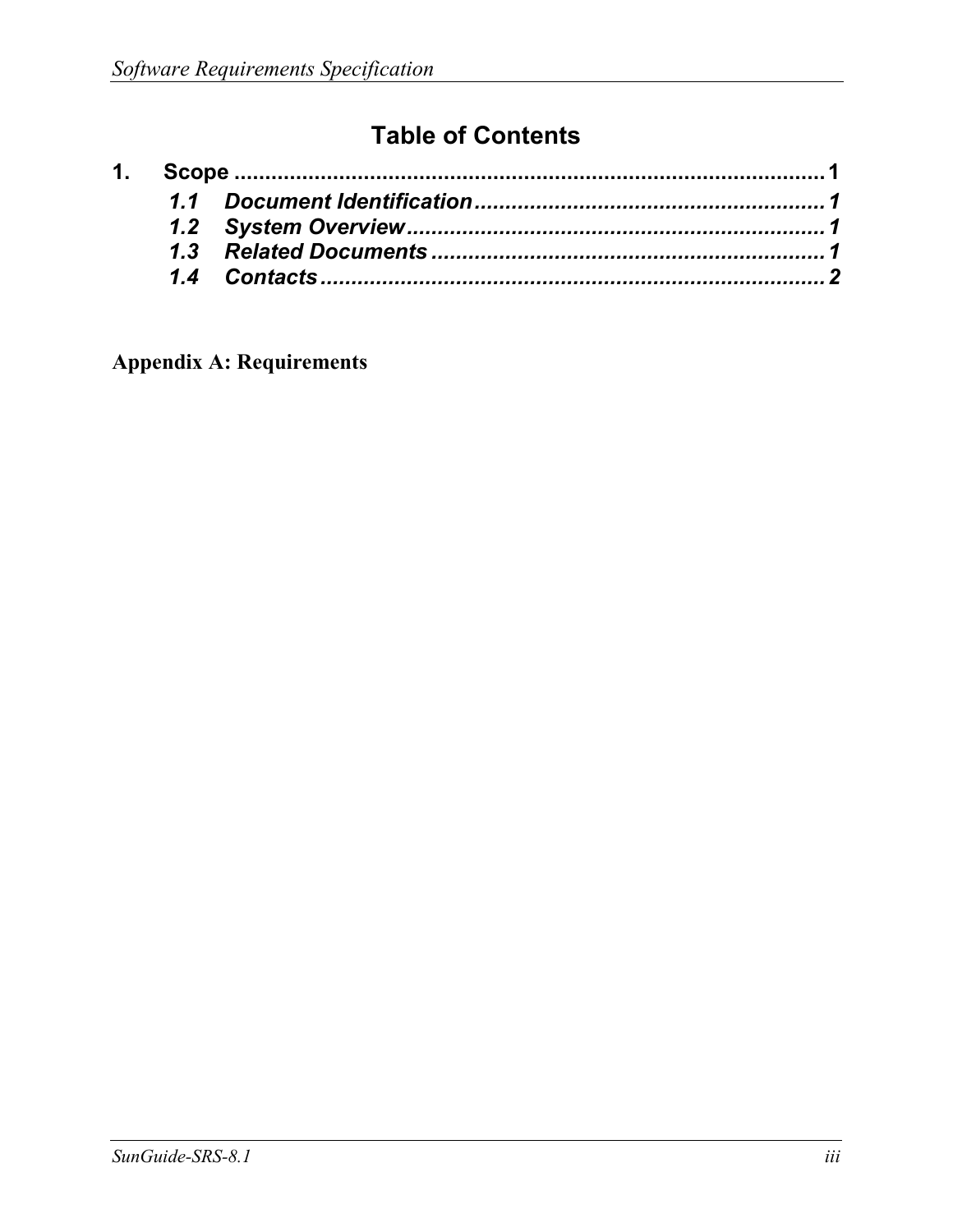# Table of Contents

**1. Scope** ..................................................................................... 1

*1.1 Document Identification* ........................................................ 1

*1.2 System Overview* .................................................................. 1

*1.3 Related Documents* ............................................................... 1

*1.4 Contacts* ................................................................................ 2

**Appendix A: Requirements**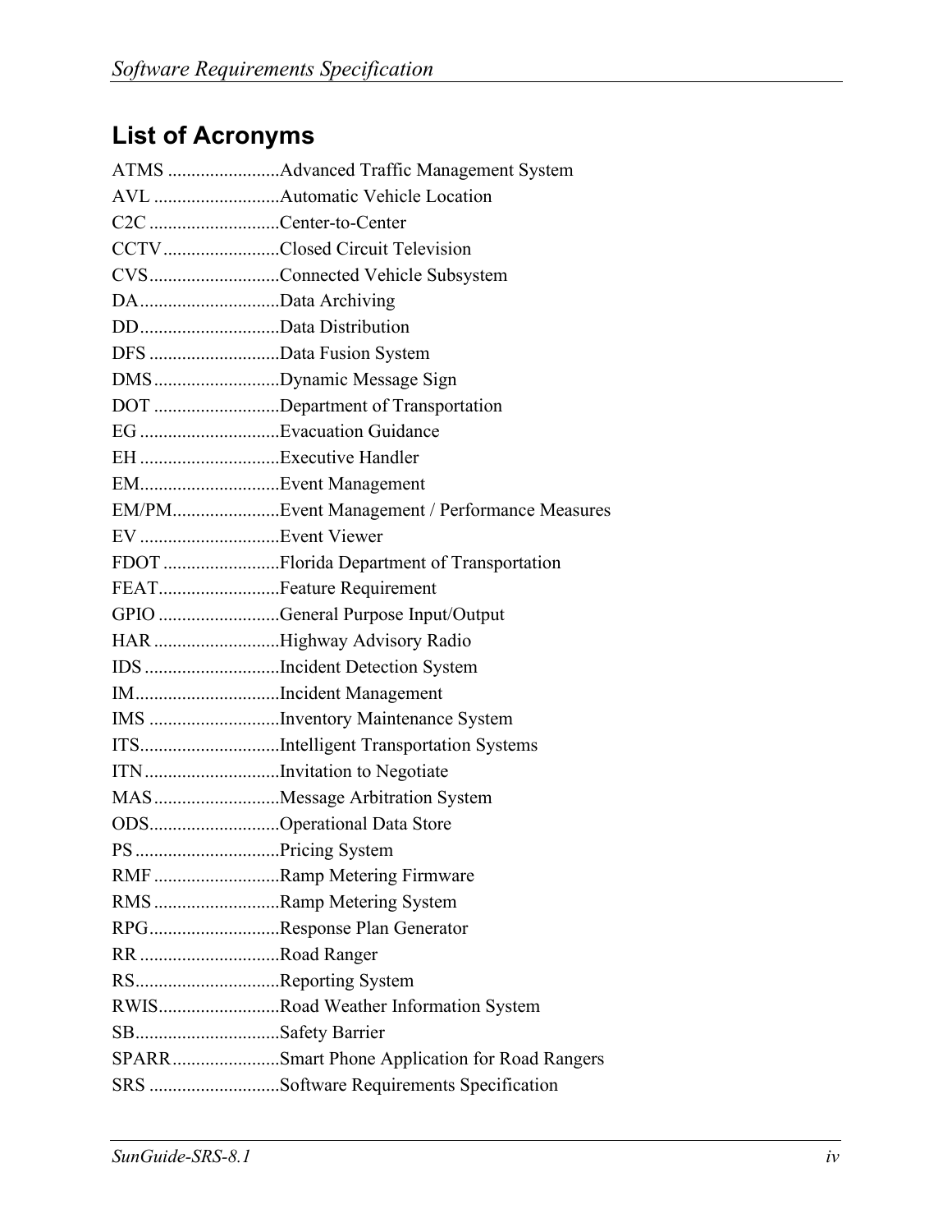## List of Acronyms

ATMS ........................Advanced Traffic Management System
AVL ...........................Automatic Vehicle Location
C2C ............................Center-to-Center
CCTV.........................Closed Circuit Television
CVS............................Connected Vehicle Subsystem
DA..............................Data Archiving
DD..............................Data Distribution
DFS ............................Data Fusion System
DMS...........................Dynamic Message Sign
DOT ...........................Department of Transportation
EG ..............................Evacuation Guidance
EH ..............................Executive Handler
EM..............................Event Management
EM/PM.......................Event Management / Performance Measures
EV ..............................Event Viewer
FDOT .........................Florida Department of Transportation
FEAT..........................Feature Requirement
GPIO ..........................General Purpose Input/Output
HAR ...........................Highway Advisory Radio
IDS .............................Incident Detection System
IM...............................Incident Management
IMS ............................Inventory Maintenance System
ITS..............................Intelligent Transportation Systems
ITN .............................Invitation to Negotiate
MAS ...........................Message Arbitration System
ODS............................Operational Data Store
PS ...............................Pricing System
RMF ...........................Ramp Metering Firmware
RMS ...........................Ramp Metering System
RPG............................Response Plan Generator
RR ..............................Road Ranger
RS...............................Reporting System
RWIS..........................Road Weather Information System
SB...............................Safety Barrier
SPARR.......................Smart Phone Application for Road Rangers
SRS ............................Software Requirements Specification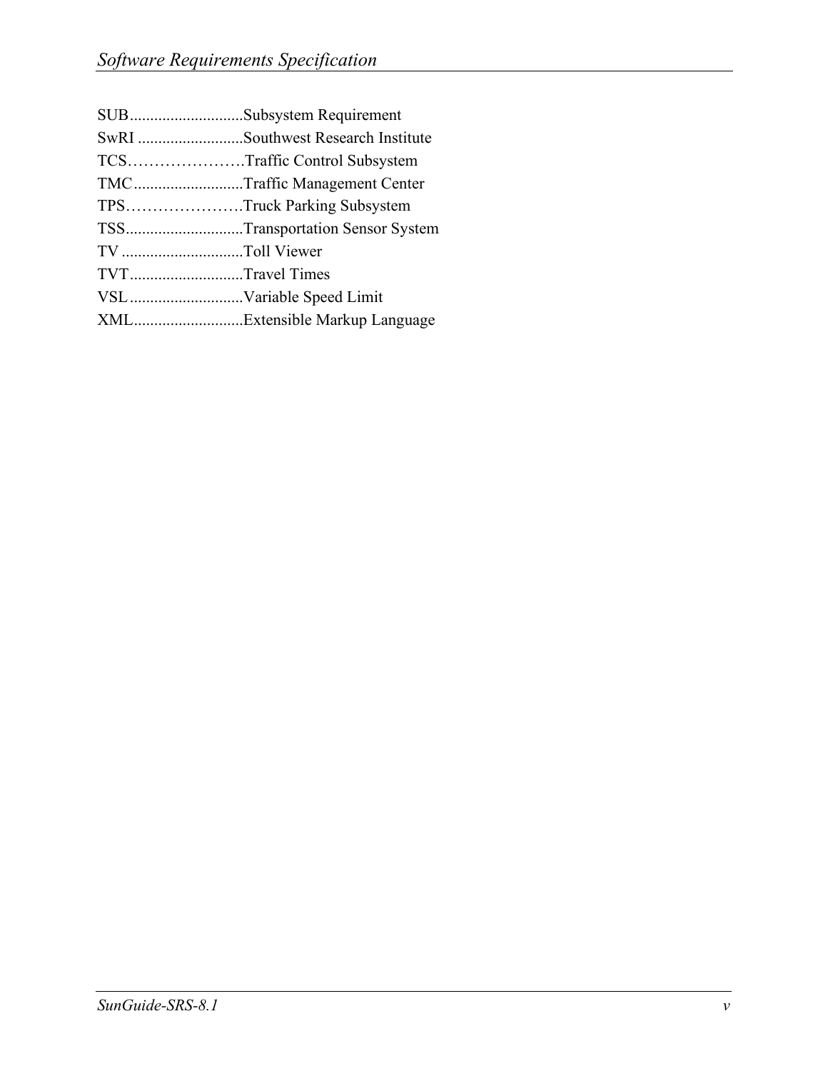SUB............................Subsystem Requirement
SwRI ..........................Southwest Research Institute
TCS…………………Traffic Control Subsystem
TMC...........................Traffic Management Center
TPS…………………Truck Parking Subsystem
TSS.............................Transportation Sensor System
TV ..............................Toll Viewer
TVT............................Travel Times
VSL ............................Variable Speed Limit
XML...........................Extensible Markup Language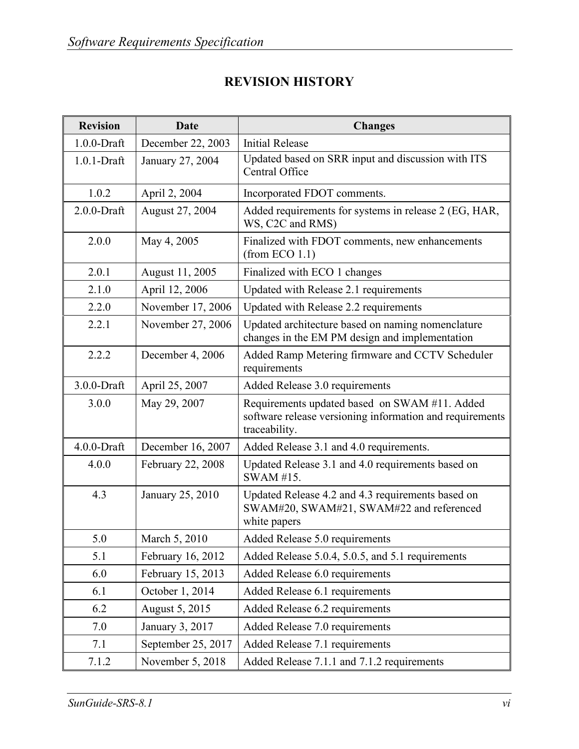# REVISION HISTORY

| Revision | Date | Changes |
|---|---|---|
| 1.0.0-Draft | December 22, 2003 | Initial Release |
| 1.0.1-Draft | January 27, 2004 | Updated based on SRR input and discussion with ITS Central Office |
| 1.0.2 | April 2, 2004 | Incorporated FDOT comments. |
| 2.0.0-Draft | August 27, 2004 | Added requirements for systems in release 2 (EG, HAR, WS, C2C and RMS) |
| 2.0.0 | May 4, 2005 | Finalized with FDOT comments, new enhancements (from ECO 1.1) |
| 2.0.1 | August 11, 2005 | Finalized with ECO 1 changes |
| 2.1.0 | April 12, 2006 | Updated with Release 2.1 requirements |
| 2.2.0 | November 17, 2006 | Updated with Release 2.2 requirements |
| 2.2.1 | November 27, 2006 | Updated architecture based on naming nomenclature changes in the EM PM design and implementation |
| 2.2.2 | December 4, 2006 | Added Ramp Metering firmware and CCTV Scheduler requirements |
| 3.0.0-Draft | April 25, 2007 | Added Release 3.0 requirements |
| 3.0.0 | May 29, 2007 | Requirements updated based on SWAM #11. Added software release versioning information and requirements traceability. |
| 4.0.0-Draft | December 16, 2007 | Added Release 3.1 and 4.0 requirements. |
| 4.0.0 | February 22, 2008 | Updated Release 3.1 and 4.0 requirements based on SWAM #15. |
| 4.3 | January 25, 2010 | Updated Release 4.2 and 4.3 requirements based on SWAM#20, SWAM#21, SWAM#22 and referenced white papers |
| 5.0 | March 5, 2010 | Added Release 5.0 requirements |
| 5.1 | February 16, 2012 | Added Release 5.0.4, 5.0.5, and 5.1 requirements |
| 6.0 | February 15, 2013 | Added Release 6.0 requirements |
| 6.1 | October 1, 2014 | Added Release 6.1 requirements |
| 6.2 | August 5, 2015 | Added Release 6.2 requirements |
| 7.0 | January 3, 2017 | Added Release 7.0 requirements |
| 7.1 | September 25, 2017 | Added Release 7.1 requirements |
| 7.1.2 | November 5, 2018 | Added Release 7.1.1 and 7.1.2 requirements |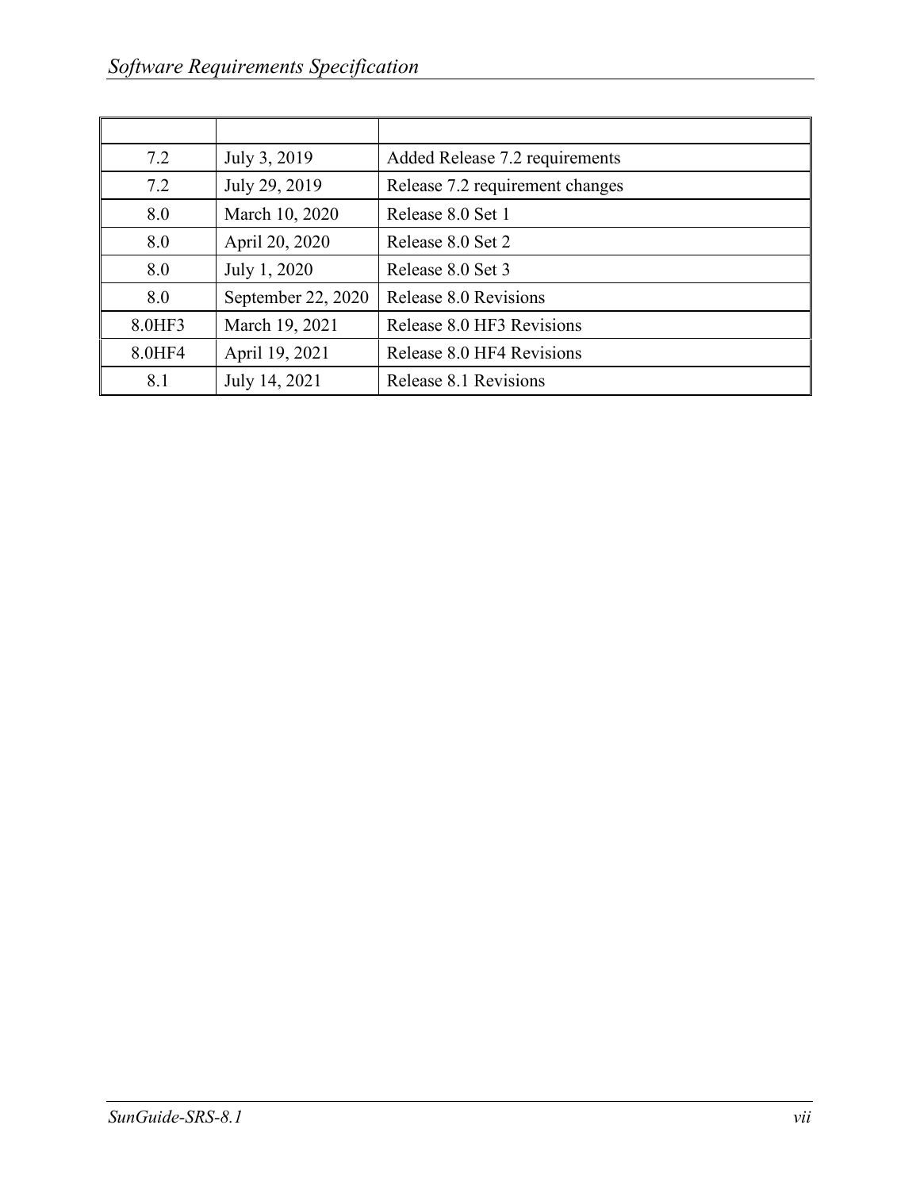| | | |
|---|---|---|
| 7.2 | July 3, 2019 | Added Release 7.2 requirements |
| 7.2 | July 29, 2019 | Release 7.2 requirement changes |
| 8.0 | March 10, 2020 | Release 8.0 Set 1 |
| 8.0 | April 20, 2020 | Release 8.0 Set 2 |
| 8.0 | July 1, 2020 | Release 8.0 Set 3 |
| 8.0 | September 22, 2020 | Release 8.0 Revisions |
| 8.0HF3 | March 19, 2021 | Release 8.0 HF3 Revisions |
| 8.0HF4 | April 19, 2021 | Release 8.0 HF4 Revisions |
| 8.1 | July 14, 2021 | Release 8.1 Revisions |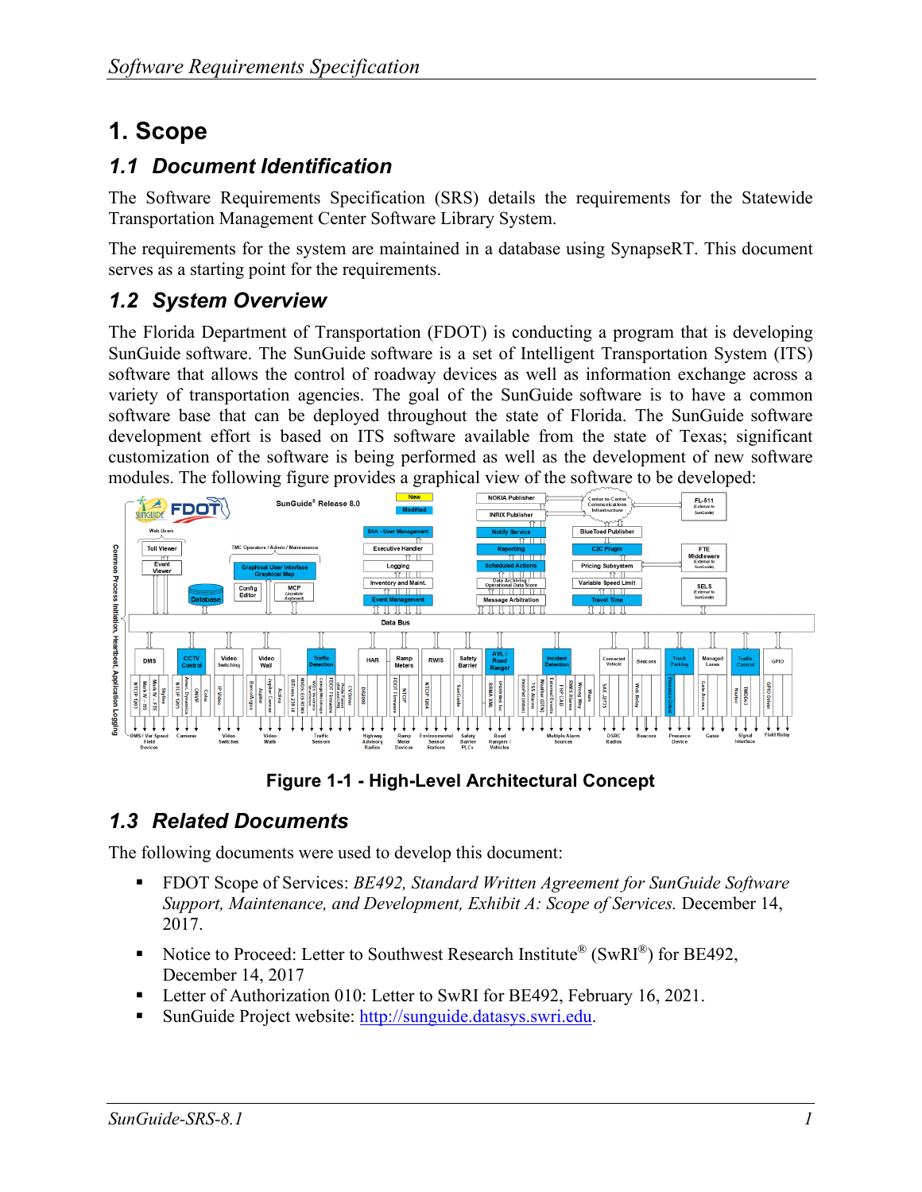# 1. Scope

## 1.1 Document Identification

The Software Requirements Specification (SRS) details the requirements for the Statewide Transportation Management Center Software Library System.

The requirements for the system are maintained in a database using SynapseRT. This document serves as a starting point for the requirements.

## 1.2 System Overview

The Florida Department of Transportation (FDOT) is conducting a program that is developing SunGuide software. The SunGuide software is a set of Intelligent Transportation System (ITS) software that allows the control of roadway devices as well as information exchange across a variety of transportation agencies. The goal of the SunGuide software is to have a common software base that can be deployed throughout the state of Florida. The SunGuide software development effort is based on ITS software available from the state of Texas; significant customization of the software is being performed as well as the development of new software modules. The following figure provides a graphical view of the software to be developed:

**Figure 1-1 - High-Level Architectural Concept**

## 1.3 Related Documents

The following documents were used to develop this document:

- FDOT Scope of Services: *BE492, Standard Written Agreement for SunGuide Software Support, Maintenance, and Development, Exhibit A: Scope of Services.* December 14, 2017.
- Notice to Proceed: Letter to Southwest Research Institute® (SwRI®) for BE492, December 14, 2017
- Letter of Authorization 010: Letter to SwRI for BE492, February 16, 2021.
- SunGuide Project website: http://sunguide.datasys.swri.edu.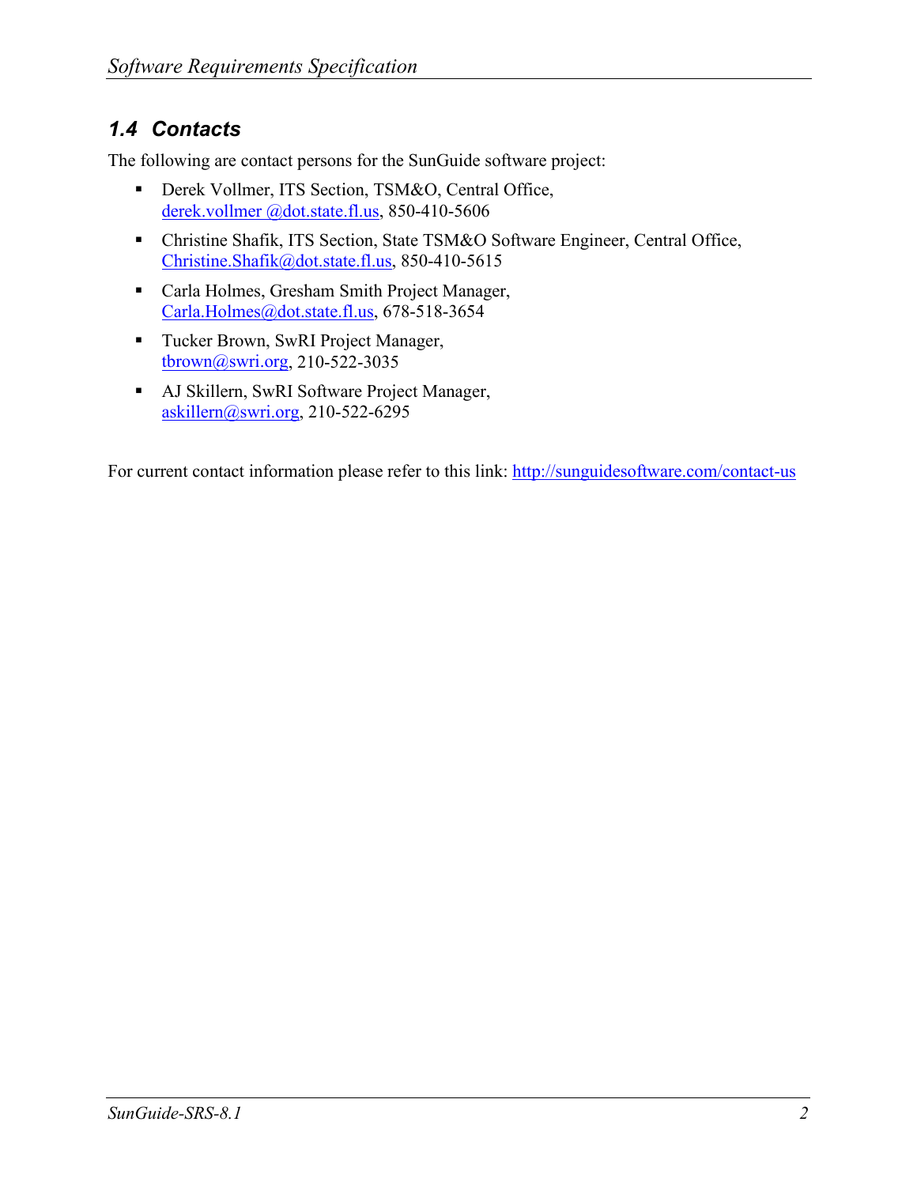## 1.4 Contacts

The following are contact persons for the SunGuide software project:

- Derek Vollmer, ITS Section, TSM&O, Central Office, derek.vollmer @dot.state.fl.us, 850-410-5606
- Christine Shafik, ITS Section, State TSM&O Software Engineer, Central Office, Christine.Shafik@dot.state.fl.us, 850-410-5615
- Carla Holmes, Gresham Smith Project Manager, Carla.Holmes@dot.state.fl.us, 678-518-3654
- Tucker Brown, SwRI Project Manager, tbrown@swri.org, 210-522-3035
- AJ Skillern, SwRI Software Project Manager, askillern@swri.org, 210-522-6295

For current contact information please refer to this link: http://sunguidesoftware.com/contact-us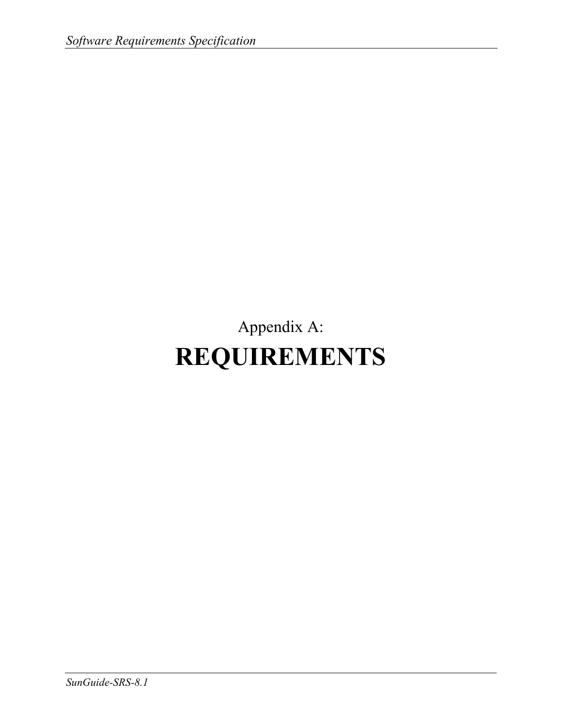Appendix A:

# REQUIREMENTS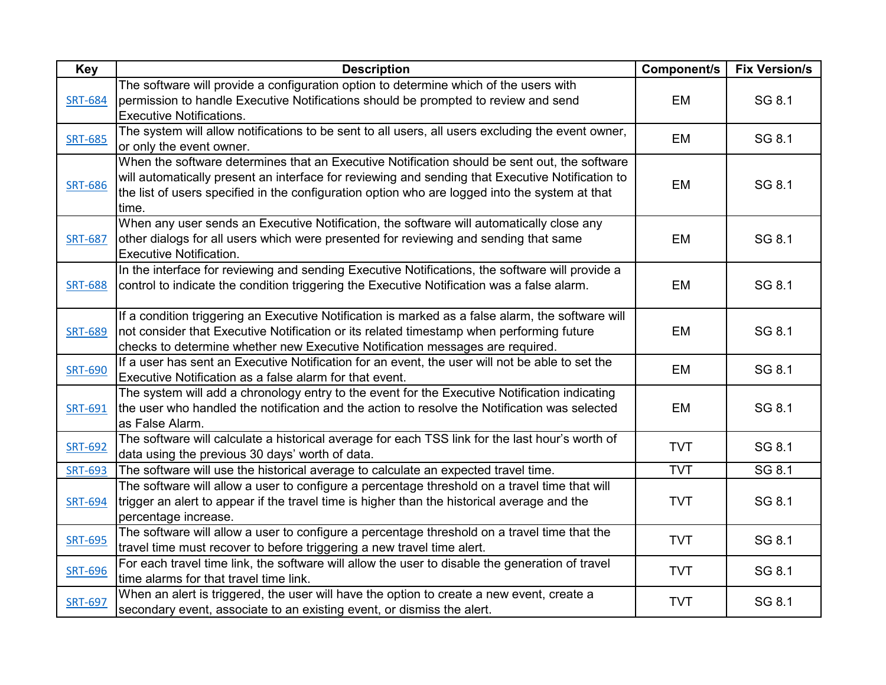| Key | Description | Component/s | Fix Version/s |
|---|---|---|---|
| SRT-684 | The software will provide a configuration option to determine which of the users with permission to handle Executive Notifications should be prompted to review and send Executive Notifications. | EM | SG 8.1 |
| SRT-685 | The system will allow notifications to be sent to all users, all users excluding the event owner, or only the event owner. | EM | SG 8.1 |
| SRT-686 | When the software determines that an Executive Notification should be sent out, the software will automatically present an interface for reviewing and sending that Executive Notification to the list of users specified in the configuration option who are logged into the system at that time. | EM | SG 8.1 |
| SRT-687 | When any user sends an Executive Notification, the software will automatically close any other dialogs for all users which were presented for reviewing and sending that same Executive Notification. | EM | SG 8.1 |
| SRT-688 | In the interface for reviewing and sending Executive Notifications, the software will provide a control to indicate the condition triggering the Executive Notification was a false alarm. | EM | SG 8.1 |
| SRT-689 | If a condition triggering an Executive Notification is marked as a false alarm, the software will not consider that Executive Notification or its related timestamp when performing future checks to determine whether new Executive Notification messages are required. | EM | SG 8.1 |
| SRT-690 | If a user has sent an Executive Notification for an event, the user will not be able to set the Executive Notification as a false alarm for that event. | EM | SG 8.1 |
| SRT-691 | The system will add a chronology entry to the event for the Executive Notification indicating the user who handled the notification and the action to resolve the Notification was selected as False Alarm. | EM | SG 8.1 |
| SRT-692 | The software will calculate a historical average for each TSS link for the last hour's worth of data using the previous 30 days' worth of data. | TVT | SG 8.1 |
| SRT-693 | The software will use the historical average to calculate an expected travel time. | TVT | SG 8.1 |
| SRT-694 | The software will allow a user to configure a percentage threshold on a travel time that will trigger an alert to appear if the travel time is higher than the historical average and the percentage increase. | TVT | SG 8.1 |
| SRT-695 | The software will allow a user to configure a percentage threshold on a travel time that the travel time must recover to before triggering a new travel time alert. | TVT | SG 8.1 |
| SRT-696 | For each travel time link, the software will allow the user to disable the generation of travel time alarms for that travel time link. | TVT | SG 8.1 |
| SRT-697 | When an alert is triggered, the user will have the option to create a new event, create a secondary event, associate to an existing event, or dismiss the alert. | TVT | SG 8.1 |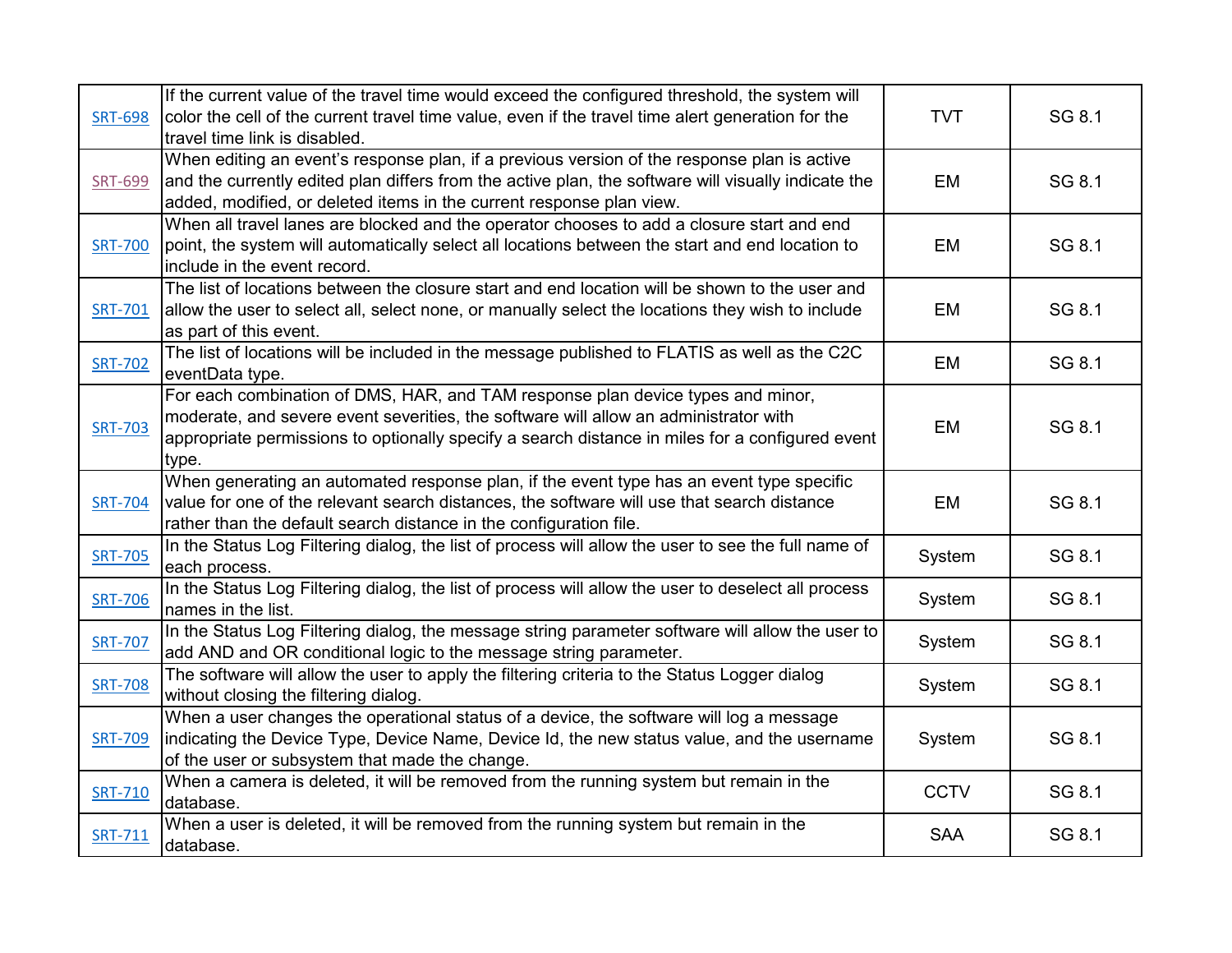| SRT-698 | If the current value of the travel time would exceed the configured threshold, the system will color the cell of the current travel time value, even if the travel time alert generation for the travel time link is disabled. | TVT | SG 8.1 |
|---|---|---|---|
| SRT-699 | When editing an event's response plan, if a previous version of the response plan is active and the currently edited plan differs from the active plan, the software will visually indicate the added, modified, or deleted items in the current response plan view. | EM | SG 8.1 |
| SRT-700 | When all travel lanes are blocked and the operator chooses to add a closure start and end point, the system will automatically select all locations between the start and end location to include in the event record. | EM | SG 8.1 |
| SRT-701 | The list of locations between the closure start and end location will be shown to the user and allow the user to select all, select none, or manually select the locations they wish to include as part of this event. | EM | SG 8.1 |
| SRT-702 | The list of locations will be included in the message published to FLATIS as well as the C2C eventData type. | EM | SG 8.1 |
| SRT-703 | For each combination of DMS, HAR, and TAM response plan device types and minor, moderate, and severe event severities, the software will allow an administrator with appropriate permissions to optionally specify a search distance in miles for a configured event type. | EM | SG 8.1 |
| SRT-704 | When generating an automated response plan, if the event type has an event type specific value for one of the relevant search distances, the software will use that search distance rather than the default search distance in the configuration file. | EM | SG 8.1 |
| SRT-705 | In the Status Log Filtering dialog, the list of process will allow the user to see the full name of each process. | System | SG 8.1 |
| SRT-706 | In the Status Log Filtering dialog, the list of process will allow the user to deselect all process names in the list. | System | SG 8.1 |
| SRT-707 | In the Status Log Filtering dialog, the message string parameter software will allow the user to add AND and OR conditional logic to the message string parameter. | System | SG 8.1 |
| SRT-708 | The software will allow the user to apply the filtering criteria to the Status Logger dialog without closing the filtering dialog. | System | SG 8.1 |
| SRT-709 | When a user changes the operational status of a device, the software will log a message indicating the Device Type, Device Name, Device Id, the new status value, and the username of the user or subsystem that made the change. | System | SG 8.1 |
| SRT-710 | When a camera is deleted, it will be removed from the running system but remain in the database. | CCTV | SG 8.1 |
| SRT-711 | When a user is deleted, it will be removed from the running system but remain in the database. | SAA | SG 8.1 |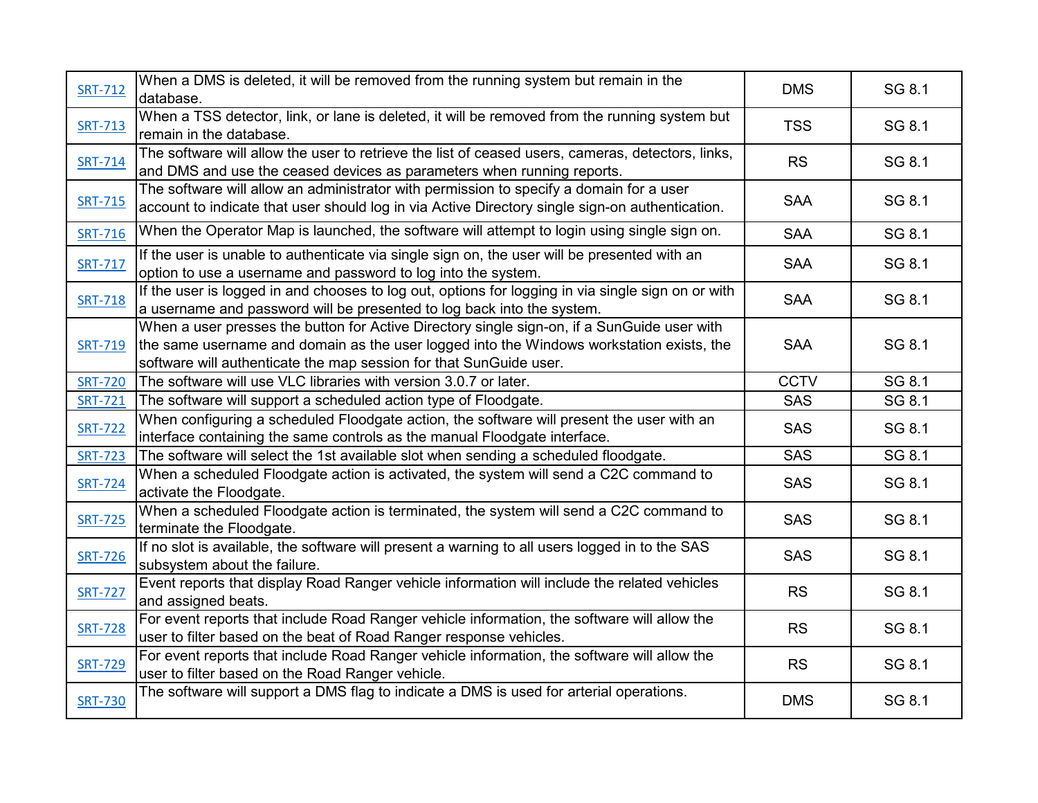| SRT-712 | When a DMS is deleted, it will be removed from the running system but remain in the database. | DMS | SG 8.1 |
|---|---|---|---|
| SRT-713 | When a TSS detector, link, or lane is deleted, it will be removed from the running system but remain in the database. | TSS | SG 8.1 |
| SRT-714 | The software will allow the user to retrieve the list of ceased users, cameras, detectors, links, and DMS and use the ceased devices as parameters when running reports. | RS | SG 8.1 |
| SRT-715 | The software will allow an administrator with permission to specify a domain for a user account to indicate that user should log in via Active Directory single sign-on authentication. | SAA | SG 8.1 |
| SRT-716 | When the Operator Map is launched, the software will attempt to login using single sign on. | SAA | SG 8.1 |
| SRT-717 | If the user is unable to authenticate via single sign on, the user will be presented with an option to use a username and password to log into the system. | SAA | SG 8.1 |
| SRT-718 | If the user is logged in and chooses to log out, options for logging in via single sign on or with a username and password will be presented to log back into the system. | SAA | SG 8.1 |
| SRT-719 | When a user presses the button for Active Directory single sign-on, if a SunGuide user with the same username and domain as the user logged into the Windows workstation exists, the software will authenticate the map session for that SunGuide user. | SAA | SG 8.1 |
| SRT-720 | The software will use VLC libraries with version 3.0.7 or later. | CCTV | SG 8.1 |
| SRT-721 | The software will support a scheduled action type of Floodgate. | SAS | SG 8.1 |
| SRT-722 | When configuring a scheduled Floodgate action, the software will present the user with an interface containing the same controls as the manual Floodgate interface. | SAS | SG 8.1 |
| SRT-723 | The software will select the 1st available slot when sending a scheduled floodgate. | SAS | SG 8.1 |
| SRT-724 | When a scheduled Floodgate action is activated, the system will send a C2C command to activate the Floodgate. | SAS | SG 8.1 |
| SRT-725 | When a scheduled Floodgate action is terminated, the system will send a C2C command to terminate the Floodgate. | SAS | SG 8.1 |
| SRT-726 | If no slot is available, the software will present a warning to all users logged in to the SAS subsystem about the failure. | SAS | SG 8.1 |
| SRT-727 | Event reports that display Road Ranger vehicle information will include the related vehicles and assigned beats. | RS | SG 8.1 |
| SRT-728 | For event reports that include Road Ranger vehicle information, the software will allow the user to filter based on the beat of Road Ranger response vehicles. | RS | SG 8.1 |
| SRT-729 | For event reports that include Road Ranger vehicle information, the software will allow the user to filter based on the Road Ranger vehicle. | RS | SG 8.1 |
| SRT-730 | The software will support a DMS flag to indicate a DMS is used for arterial operations. | DMS | SG 8.1 |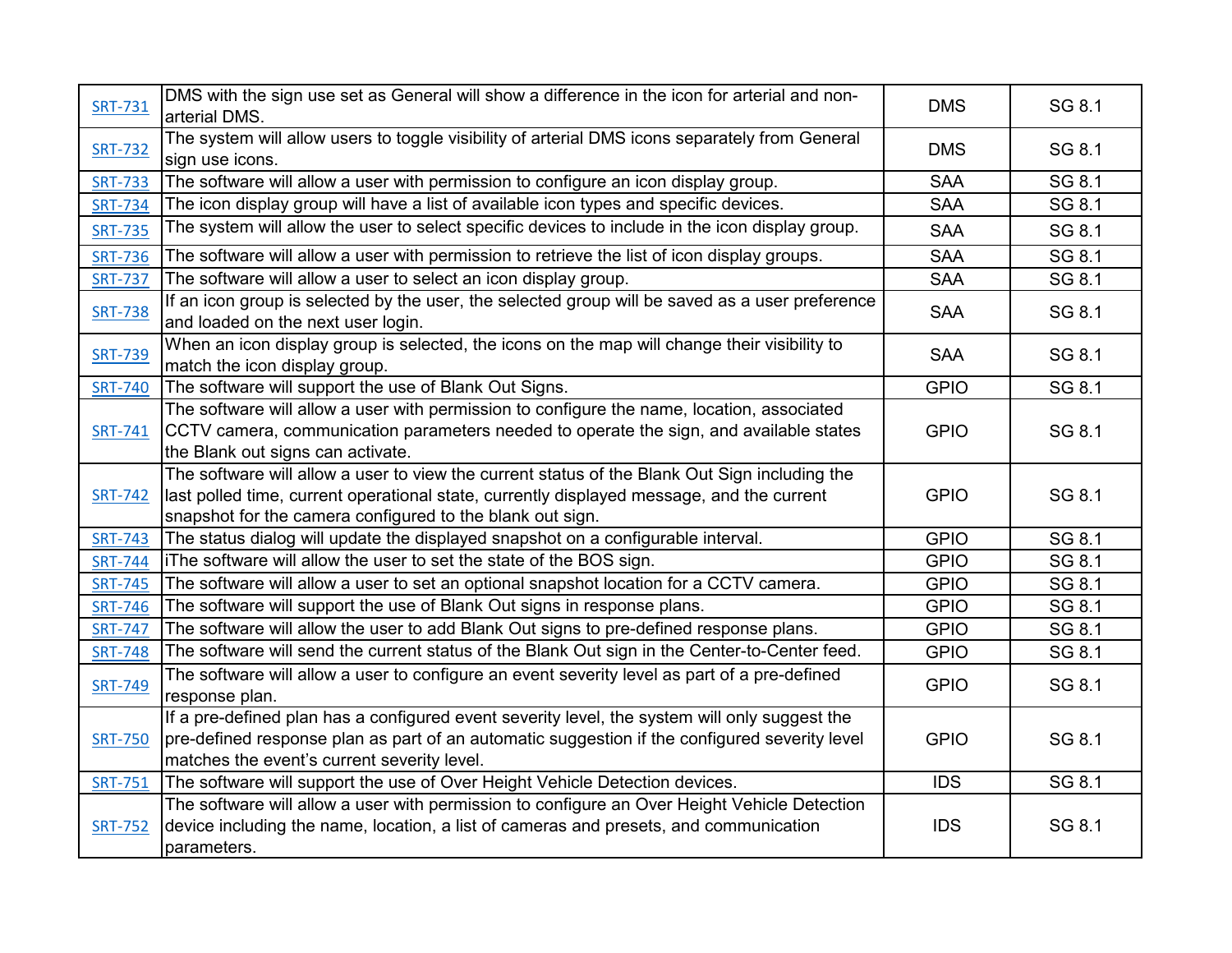| SRT-731 | DMS with the sign use set as General will show a difference in the icon for arterial and non-arterial DMS. | DMS | SG 8.1 |
|---|---|---|---|
| SRT-732 | The system will allow users to toggle visibility of arterial DMS icons separately from General sign use icons. | DMS | SG 8.1 |
| SRT-733 | The software will allow a user with permission to configure an icon display group. | SAA | SG 8.1 |
| SRT-734 | The icon display group will have a list of available icon types and specific devices. | SAA | SG 8.1 |
| SRT-735 | The system will allow the user to select specific devices to include in the icon display group. | SAA | SG 8.1 |
| SRT-736 | The software will allow a user with permission to retrieve the list of icon display groups. | SAA | SG 8.1 |
| SRT-737 | The software will allow a user to select an icon display group. | SAA | SG 8.1 |
| SRT-738 | If an icon group is selected by the user, the selected group will be saved as a user preference and loaded on the next user login. | SAA | SG 8.1 |
| SRT-739 | When an icon display group is selected, the icons on the map will change their visibility to match the icon display group. | SAA | SG 8.1 |
| SRT-740 | The software will support the use of Blank Out Signs. | GPIO | SG 8.1 |
| SRT-741 | The software will allow a user with permission to configure the name, location, associated CCTV camera, communication parameters needed to operate the sign, and available states the Blank out signs can activate. | GPIO | SG 8.1 |
| SRT-742 | The software will allow a user to view the current status of the Blank Out Sign including the last polled time, current operational state, currently displayed message, and the current snapshot for the camera configured to the blank out sign. | GPIO | SG 8.1 |
| SRT-743 | The status dialog will update the displayed snapshot on a configurable interval. | GPIO | SG 8.1 |
| SRT-744 | iThe software will allow the user to set the state of the BOS sign. | GPIO | SG 8.1 |
| SRT-745 | The software will allow a user to set an optional snapshot location for a CCTV camera. | GPIO | SG 8.1 |
| SRT-746 | The software will support the use of Blank Out signs in response plans. | GPIO | SG 8.1 |
| SRT-747 | The software will allow the user to add Blank Out signs to pre-defined response plans. | GPIO | SG 8.1 |
| SRT-748 | The software will send the current status of the Blank Out sign in the Center-to-Center feed. | GPIO | SG 8.1 |
| SRT-749 | The software will allow a user to configure an event severity level as part of a pre-defined response plan. | GPIO | SG 8.1 |
| SRT-750 | If a pre-defined plan has a configured event severity level, the system will only suggest the pre-defined response plan as part of an automatic suggestion if the configured severity level matches the event's current severity level. | GPIO | SG 8.1 |
| SRT-751 | The software will support the use of Over Height Vehicle Detection devices. | IDS | SG 8.1 |
| SRT-752 | The software will allow a user with permission to configure an Over Height Vehicle Detection device including the name, location, a list of cameras and presets, and communication parameters. | IDS | SG 8.1 |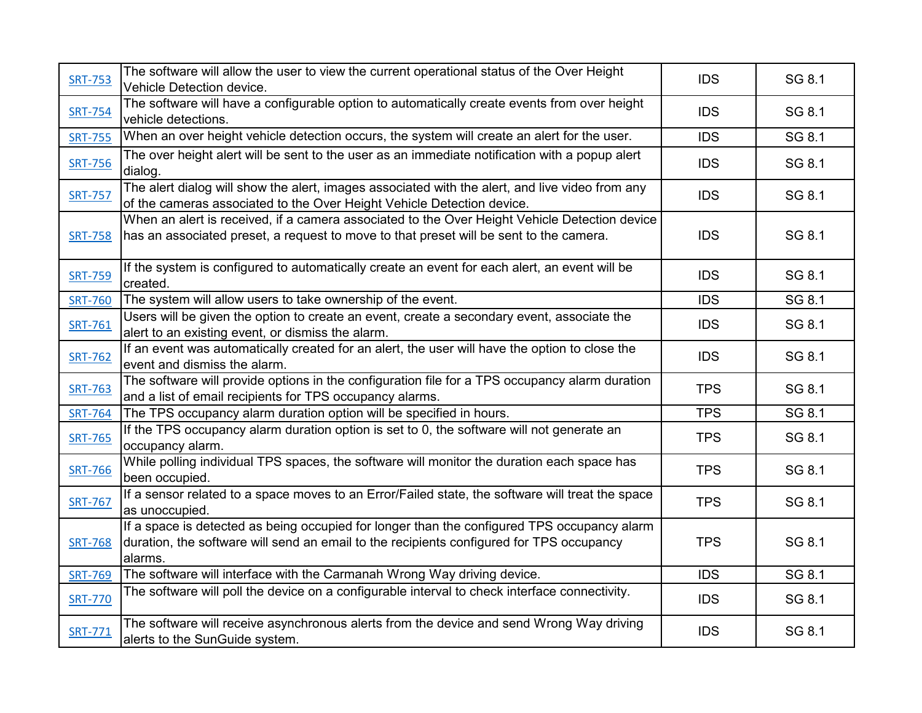| | | | |
|---|---|---|---|
| SRT-753 | The software will allow the user to view the current operational status of the Over Height Vehicle Detection device. | IDS | SG 8.1 |
| SRT-754 | The software will have a configurable option to automatically create events from over height vehicle detections. | IDS | SG 8.1 |
| SRT-755 | When an over height vehicle detection occurs, the system will create an alert for the user. | IDS | SG 8.1 |
| SRT-756 | The over height alert will be sent to the user as an immediate notification with a popup alert dialog. | IDS | SG 8.1 |
| SRT-757 | The alert dialog will show the alert, images associated with the alert, and live video from any of the cameras associated to the Over Height Vehicle Detection device. | IDS | SG 8.1 |
| SRT-758 | When an alert is received, if a camera associated to the Over Height Vehicle Detection device has an associated preset, a request to move to that preset will be sent to the camera. | IDS | SG 8.1 |
| SRT-759 | If the system is configured to automatically create an event for each alert, an event will be created. | IDS | SG 8.1 |
| SRT-760 | The system will allow users to take ownership of the event. | IDS | SG 8.1 |
| SRT-761 | Users will be given the option to create an event, create a secondary event, associate the alert to an existing event, or dismiss the alarm. | IDS | SG 8.1 |
| SRT-762 | If an event was automatically created for an alert, the user will have the option to close the event and dismiss the alarm. | IDS | SG 8.1 |
| SRT-763 | The software will provide options in the configuration file for a TPS occupancy alarm duration and a list of email recipients for TPS occupancy alarms. | TPS | SG 8.1 |
| SRT-764 | The TPS occupancy alarm duration option will be specified in hours. | TPS | SG 8.1 |
| SRT-765 | If the TPS occupancy alarm duration option is set to 0, the software will not generate an occupancy alarm. | TPS | SG 8.1 |
| SRT-766 | While polling individual TPS spaces, the software will monitor the duration each space has been occupied. | TPS | SG 8.1 |
| SRT-767 | If a sensor related to a space moves to an Error/Failed state, the software will treat the space as unoccupied. | TPS | SG 8.1 |
| SRT-768 | If a space is detected as being occupied for longer than the configured TPS occupancy alarm duration, the software will send an email to the recipients configured for TPS occupancy alarms. | TPS | SG 8.1 |
| SRT-769 | The software will interface with the Carmanah Wrong Way driving device. | IDS | SG 8.1 |
| SRT-770 | The software will poll the device on a configurable interval to check interface connectivity. | IDS | SG 8.1 |
| SRT-771 | The software will receive asynchronous alerts from the device and send Wrong Way driving alerts to the SunGuide system. | IDS | SG 8.1 |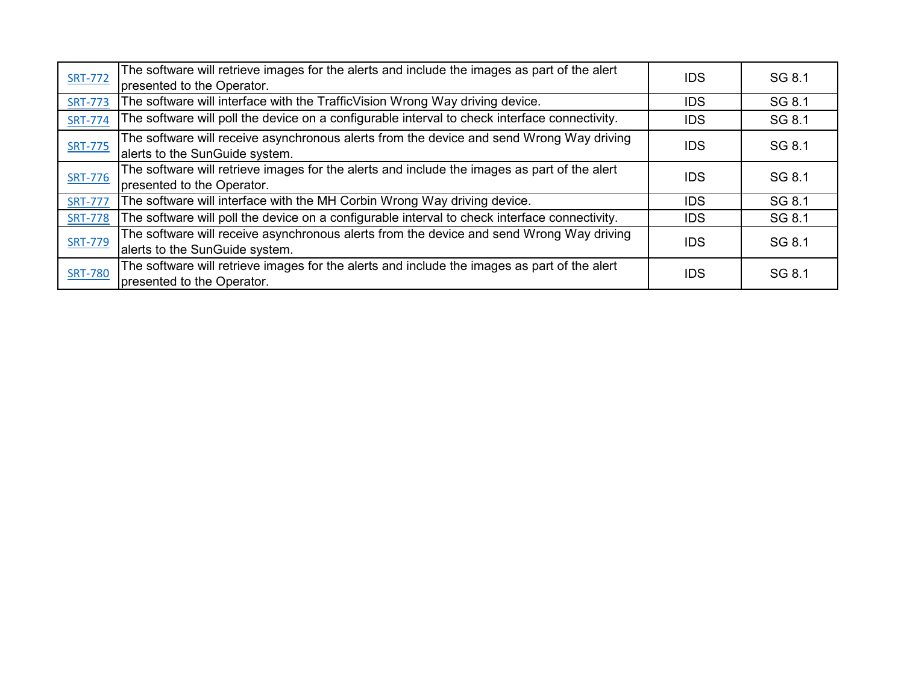| | | | |
|---|---|---|---|
| SRT-772 | The software will retrieve images for the alerts and include the images as part of the alert presented to the Operator. | IDS | SG 8.1 |
| SRT-773 | The software will interface with the TrafficVision Wrong Way driving device. | IDS | SG 8.1 |
| SRT-774 | The software will poll the device on a configurable interval to check interface connectivity. | IDS | SG 8.1 |
| SRT-775 | The software will receive asynchronous alerts from the device and send Wrong Way driving alerts to the SunGuide system. | IDS | SG 8.1 |
| SRT-776 | The software will retrieve images for the alerts and include the images as part of the alert presented to the Operator. | IDS | SG 8.1 |
| SRT-777 | The software will interface with the MH Corbin Wrong Way driving device. | IDS | SG 8.1 |
| SRT-778 | The software will poll the device on a configurable interval to check interface connectivity. | IDS | SG 8.1 |
| SRT-779 | The software will receive asynchronous alerts from the device and send Wrong Way driving alerts to the SunGuide system. | IDS | SG 8.1 |
| SRT-780 | The software will retrieve images for the alerts and include the images as part of the alert presented to the Operator. | IDS | SG 8.1 |